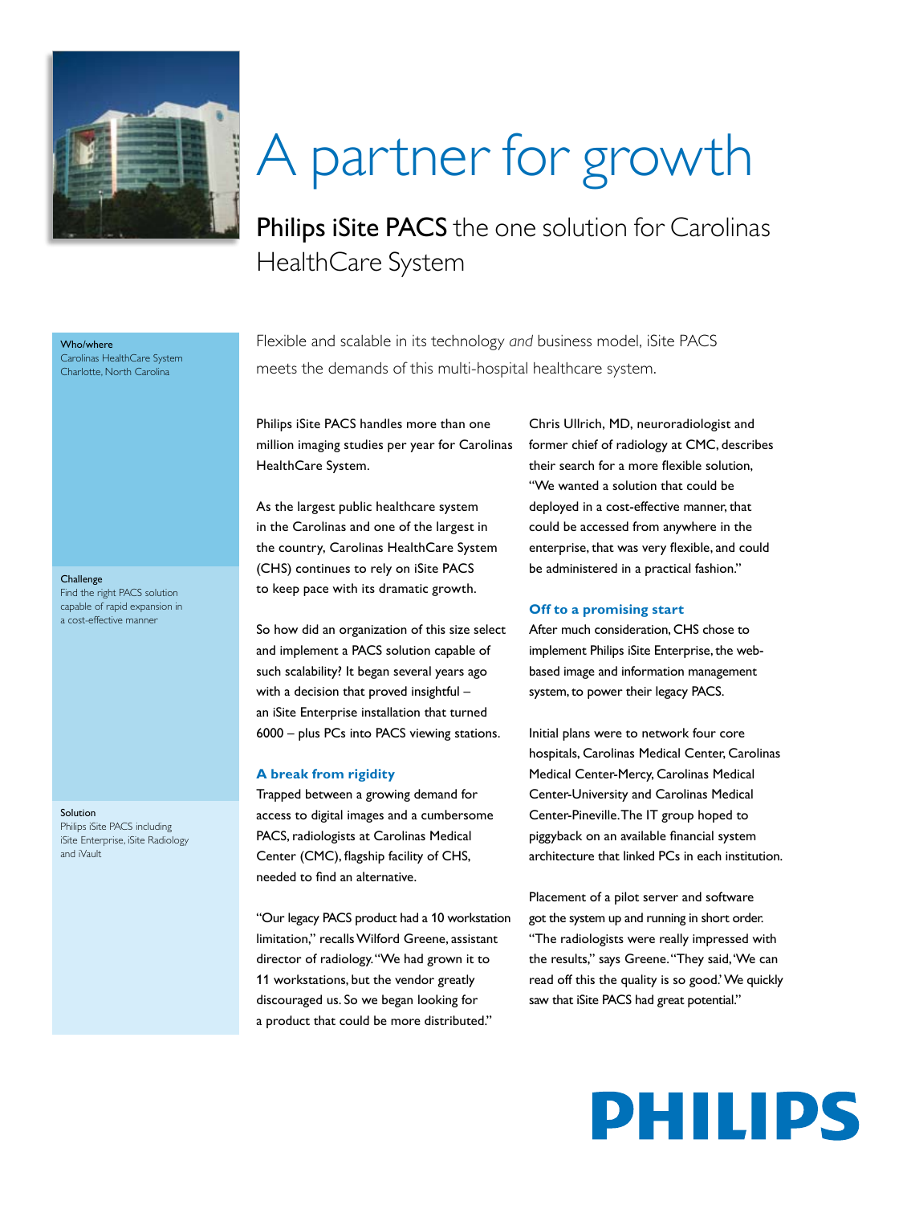# A partner for growth

## Philips iSite PACS the one solution for Carolinas HealthCare System

**Who/where**
Carolinas HealthCare System
Charlotte, North Carolina

**Challenge**
Find the right PACS solution capable of rapid expansion in a cost-effective manner

**Solution**
Philips iSite PACS including iSite Enterprise, iSite Radiology and iVault

Flexible and scalable in its technology *and* business model, iSite PACS meets the demands of this multi-hospital healthcare system.

Philips iSite PACS handles more than one million imaging studies per year for Carolinas HealthCare System.

As the largest public healthcare system in the Carolinas and one of the largest in the country, Carolinas HealthCare System (CHS) continues to rely on iSite PACS to keep pace with its dramatic growth.

So how did an organization of this size select and implement a PACS solution capable of such scalability? It began several years ago with a decision that proved insightful – an iSite Enterprise installation that turned 6000 – plus PCs into PACS viewing stations.

### A break from rigidity

Trapped between a growing demand for access to digital images and a cumbersome PACS, radiologists at Carolinas Medical Center (CMC), flagship facility of CHS, needed to find an alternative.

"Our legacy PACS product had a 10 workstation limitation," recalls Wilford Greene, assistant director of radiology. "We had grown it to 11 workstations, but the vendor greatly discouraged us. So we began looking for a product that could be more distributed."

Chris Ullrich, MD, neuroradiologist and former chief of radiology at CMC, describes their search for a more flexible solution, "We wanted a solution that could be deployed in a cost-effective manner, that could be accessed from anywhere in the enterprise, that was very flexible, and could be administered in a practical fashion."

### Off to a promising start

After much consideration, CHS chose to implement Philips iSite Enterprise, the web-based image and information management system, to power their legacy PACS.

Initial plans were to network four core hospitals, Carolinas Medical Center, Carolinas Medical Center-Mercy, Carolinas Medical Center-University and Carolinas Medical Center-Pineville. The IT group hoped to piggyback on an available financial system architecture that linked PCs in each institution.

Placement of a pilot server and software got the system up and running in short order. "The radiologists were really impressed with the results," says Greene. "They said, 'We can read off this the quality is so good.' We quickly saw that iSite PACS had great potential."

PHILIPS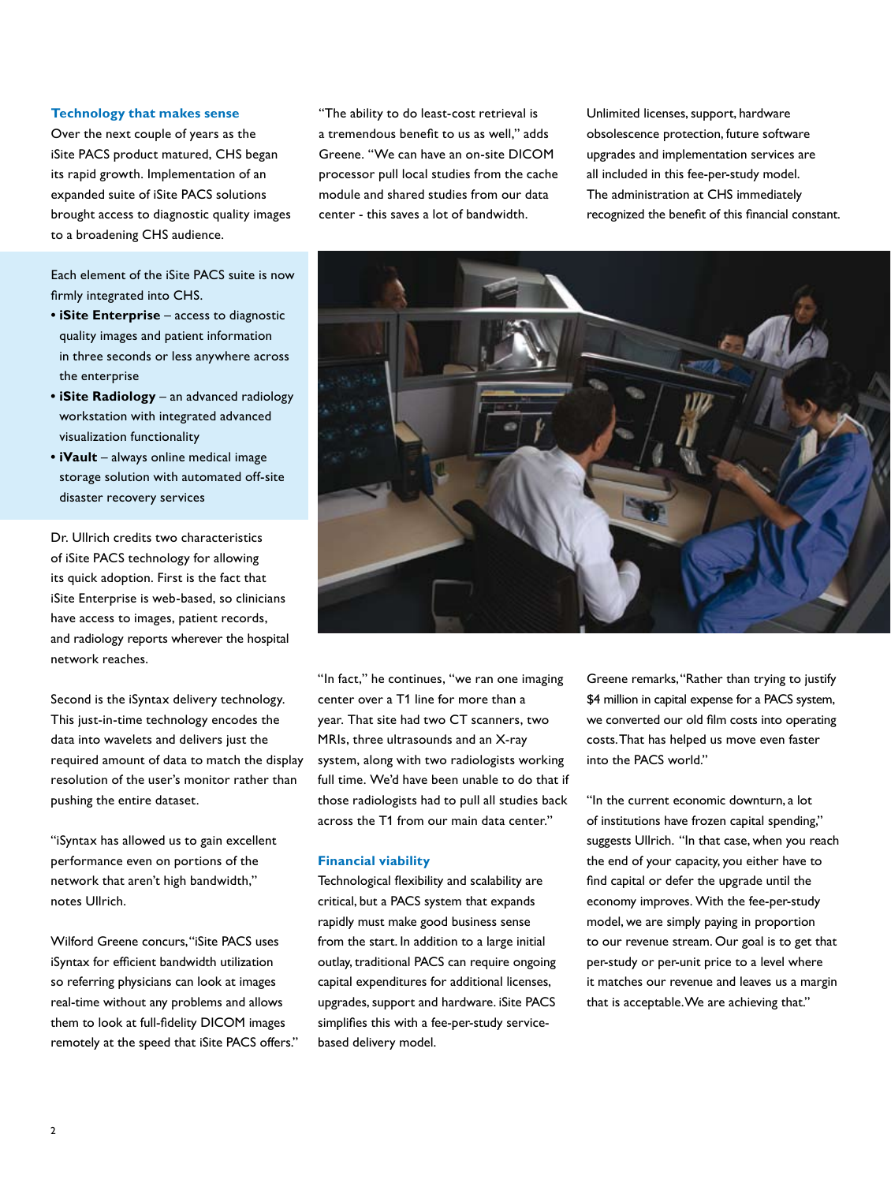## Technology that makes sense

Over the next couple of years as the iSite PACS product matured, CHS began its rapid growth. Implementation of an expanded suite of iSite PACS solutions brought access to diagnostic quality images to a broadening CHS audience.

Each element of the iSite PACS suite is now firmly integrated into CHS.

- **iSite Enterprise** – access to diagnostic quality images and patient information in three seconds or less anywhere across the enterprise
- **iSite Radiology** – an advanced radiology workstation with integrated advanced visualization functionality
- **iVault** – always online medical image storage solution with automated off-site disaster recovery services

Dr. Ullrich credits two characteristics of iSite PACS technology for allowing its quick adoption. First is the fact that iSite Enterprise is web-based, so clinicians have access to images, patient records, and radiology reports wherever the hospital network reaches.

Second is the iSyntax delivery technology. This just-in-time technology encodes the data into wavelets and delivers just the required amount of data to match the display resolution of the user's monitor rather than pushing the entire dataset.

"iSyntax has allowed us to gain excellent performance even on portions of the network that aren't high bandwidth," notes Ullrich.

Wilford Greene concurs, "iSite PACS uses iSyntax for efficient bandwidth utilization so referring physicians can look at images real-time without any problems and allows them to look at full-fidelity DICOM images remotely at the speed that iSite PACS offers."

"The ability to do least-cost retrieval is a tremendous benefit to us as well," adds Greene. "We can have an on-site DICOM processor pull local studies from the cache module and shared studies from our data center - this saves a lot of bandwidth.

"In fact," he continues, "we ran one imaging center over a T1 line for more than a year. That site had two CT scanners, two MRIs, three ultrasounds and an X-ray system, along with two radiologists working full time. We'd have been unable to do that if those radiologists had to pull all studies back across the T1 from our main data center."

## Financial viability

Technological flexibility and scalability are critical, but a PACS system that expands rapidly must make good business sense from the start. In addition to a large initial outlay, traditional PACS can require ongoing capital expenditures for additional licenses, upgrades, support and hardware. iSite PACS simplifies this with a fee-per-study service-based delivery model.

Unlimited licenses, support, hardware obsolescence protection, future software upgrades and implementation services are all included in this fee-per-study model. The administration at CHS immediately recognized the benefit of this financial constant.

Greene remarks, "Rather than trying to justify $4 million in capital expense for a PACS system, we converted our old film costs into operating costs. That has helped us move even faster into the PACS world."

"In the current economic downturn, a lot of institutions have frozen capital spending," suggests Ullrich. "In that case, when you reach the end of your capacity, you either have to find capital or defer the upgrade until the economy improves. With the fee-per-study model, we are simply paying in proportion to our revenue stream. Our goal is to get that per-study or per-unit price to a level where it matches our revenue and leaves us a margin that is acceptable. We are achieving that."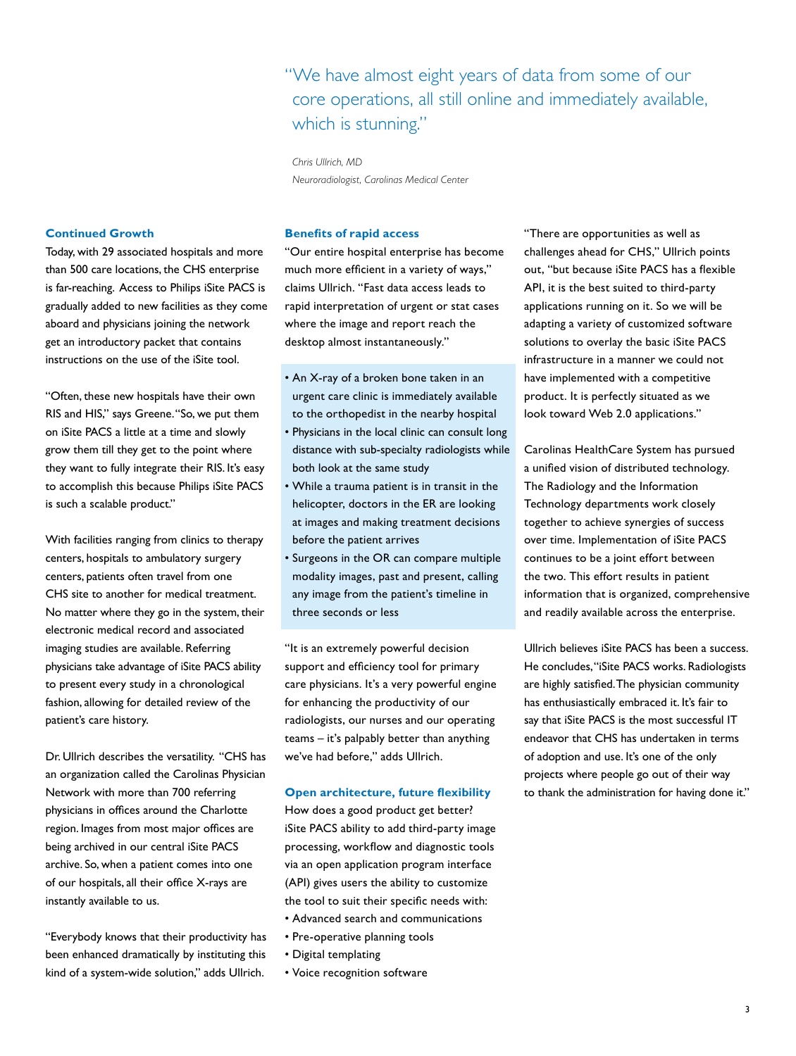> "We have almost eight years of data from some of our core operations, all still online and immediately available, which is stunning."
>
> *Chris Ullrich, MD*
> *Neuroradiologist, Carolinas Medical Center*

### Continued Growth

Today, with 29 associated hospitals and more than 500 care locations, the CHS enterprise is far-reaching. Access to Philips iSite PACS is gradually added to new facilities as they come aboard and physicians joining the network get an introductory packet that contains instructions on the use of the iSite tool.

"Often, these new hospitals have their own RIS and HIS," says Greene. "So, we put them on iSite PACS a little at a time and slowly grow them till they get to the point where they want to fully integrate their RIS. It's easy to accomplish this because Philips iSite PACS is such a scalable product."

With facilities ranging from clinics to therapy centers, hospitals to ambulatory surgery centers, patients often travel from one CHS site to another for medical treatment. No matter where they go in the system, their electronic medical record and associated imaging studies are available. Referring physicians take advantage of iSite PACS ability to present every study in a chronological fashion, allowing for detailed review of the patient's care history.

Dr. Ullrich describes the versatility. "CHS has an organization called the Carolinas Physician Network with more than 700 referring physicians in offices around the Charlotte region. Images from most major offices are being archived in our central iSite PACS archive. So, when a patient comes into one of our hospitals, all their office X-rays are instantly available to us.

"Everybody knows that their productivity has been enhanced dramatically by instituting this kind of a system-wide solution," adds Ullrich.

### Benefits of rapid access

"Our entire hospital enterprise has become much more efficient in a variety of ways," claims Ullrich. "Fast data access leads to rapid interpretation of urgent or stat cases where the image and report reach the desktop almost instantaneously."

- An X-ray of a broken bone taken in an urgent care clinic is immediately available to the orthopedist in the nearby hospital
- Physicians in the local clinic can consult long distance with sub-specialty radiologists while both look at the same study
- While a trauma patient is in transit in the helicopter, doctors in the ER are looking at images and making treatment decisions before the patient arrives
- Surgeons in the OR can compare multiple modality images, past and present, calling any image from the patient's timeline in three seconds or less

"It is an extremely powerful decision support and efficiency tool for primary care physicians. It's a very powerful engine for enhancing the productivity of our radiologists, our nurses and our operating teams – it's palpably better than anything we've had before," adds Ullrich.

### Open architecture, future flexibility

How does a good product get better? iSite PACS ability to add third-party image processing, workflow and diagnostic tools via an open application program interface (API) gives users the ability to customize the tool to suit their specific needs with:

- Advanced search and communications
- Pre-operative planning tools
- Digital templating
- Voice recognition software

"There are opportunities as well as challenges ahead for CHS," Ullrich points out, "but because iSite PACS has a flexible API, it is the best suited to third-party applications running on it. So we will be adapting a variety of customized software solutions to overlay the basic iSite PACS infrastructure in a manner we could not have implemented with a competitive product. It is perfectly situated as we look toward Web 2.0 applications."

Carolinas HealthCare System has pursued a unified vision of distributed technology. The Radiology and the Information Technology departments work closely together to achieve synergies of success over time. Implementation of iSite PACS continues to be a joint effort between the two. This effort results in patient information that is organized, comprehensive and readily available across the enterprise.

Ullrich believes iSite PACS has been a success. He concludes, "iSite PACS works. Radiologists are highly satisfied. The physician community has enthusiastically embraced it. It's fair to say that iSite PACS is the most successful IT endeavor that CHS has undertaken in terms of adoption and use. It's one of the only projects where people go out of their way to thank the administration for having done it."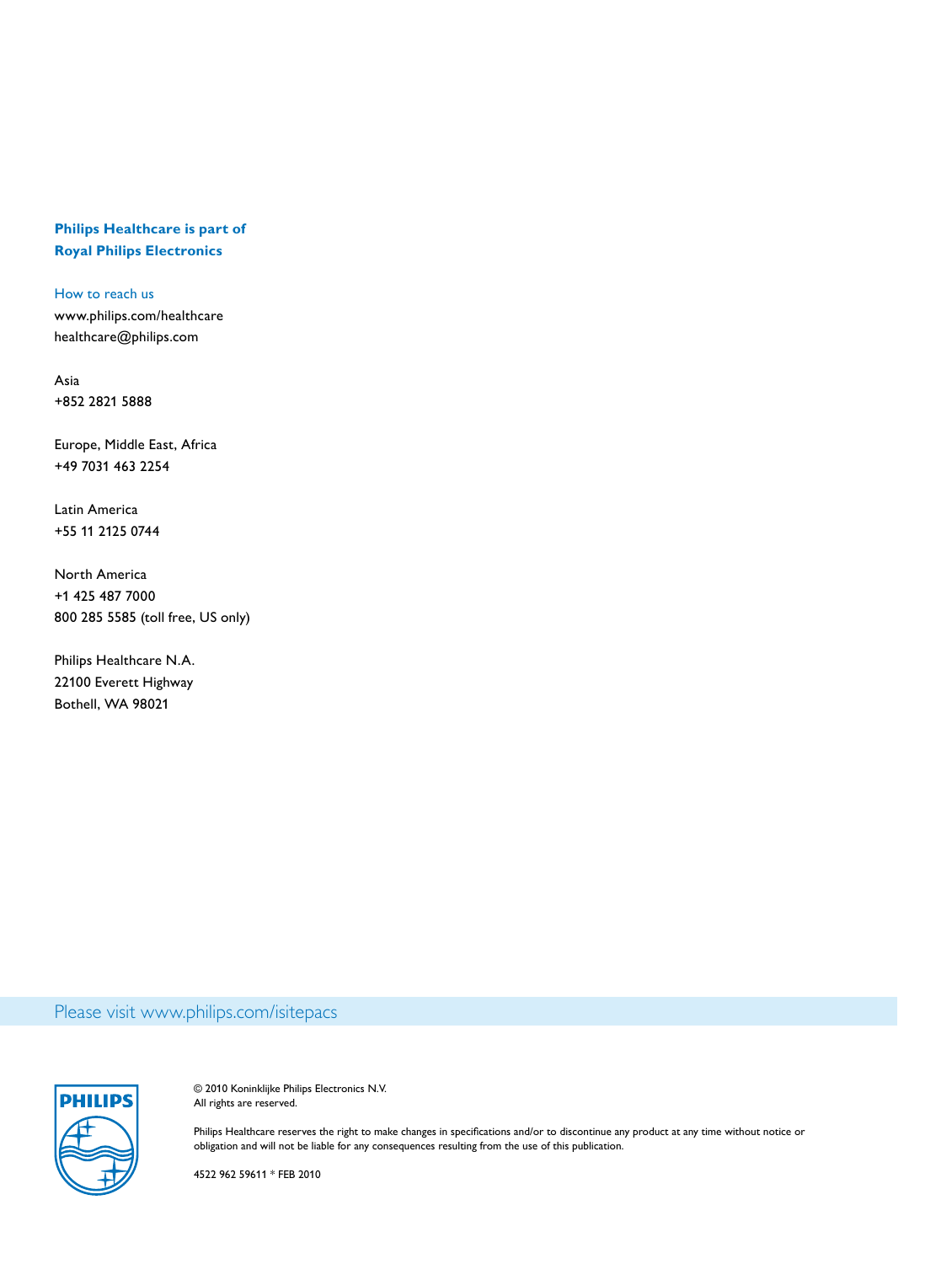**Philips Healthcare is part of**
**Royal Philips Electronics**

How to reach us
www.philips.com/healthcare
healthcare@philips.com

Asia
+852 2821 5888

Europe, Middle East, Africa
+49 7031 463 2254

Latin America
+55 11 2125 0744

North America
+1 425 487 7000
800 285 5585 (toll free, US only)

Philips Healthcare N.A.
22100 Everett Highway
Bothell, WA 98021

Please visit www.philips.com/isitepacs

PHILIPS

© 2010 Koninklijke Philips Electronics N.V.
All rights are reserved.

Philips Healthcare reserves the right to make changes in specifications and/or to discontinue any product at any time without notice or obligation and will not be liable for any consequences resulting from the use of this publication.

4522 962 59611 * FEB 2010